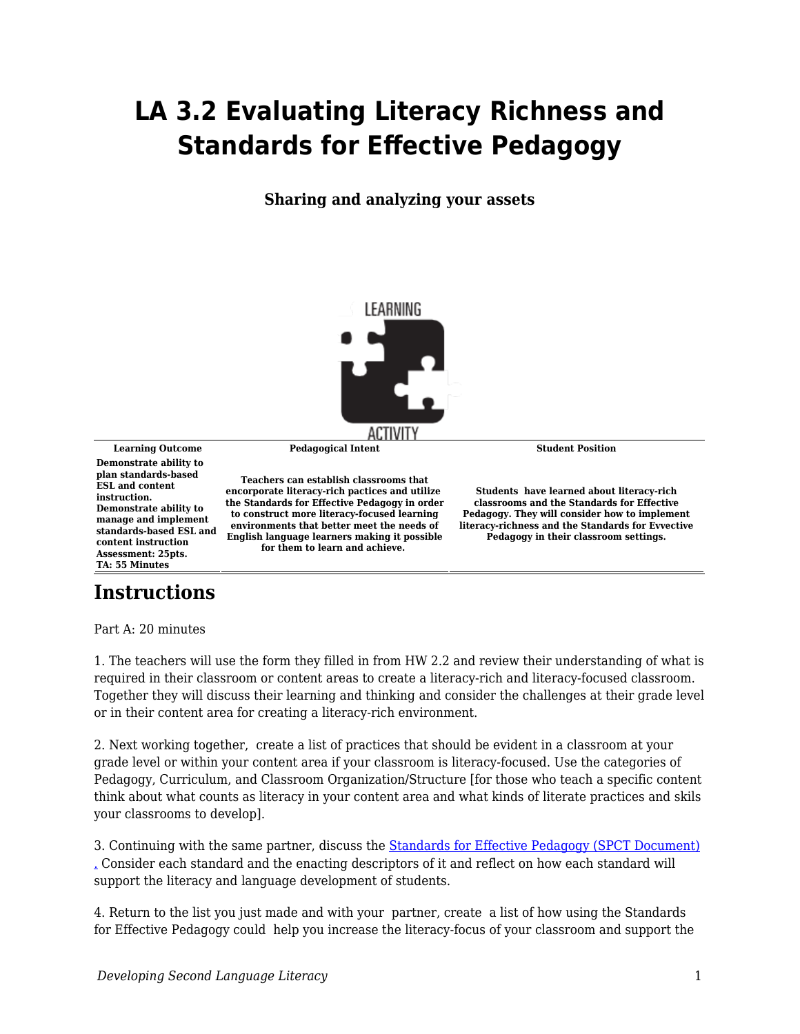# LA 3.2 Evaluating Literacy Richness and Standards for Effective Pedagogy

**Sharing and analyzing your assets**

| Learning Outcome | Pedagogical Intent | Student Position |
| --- | --- | --- |
| **Demonstrate ability to plan standards-based ESL and content instruction. Demonstrate ability to manage and implement standards-based ESL and content instruction Assessment: 25pts. TA: 55 Minutes** | **Teachers can establish classrooms that encorporate literacy-rich pactices and utilize the Standards for Effective Pedagogy in order to construct more literacy-focused learning environments that better meet the needs of English language learners making it possible for them to learn and achieve.** | **Students have learned about literacy-rich classrooms and the Standards for Effective Pedagogy. They will consider how to implement literacy-richness and the Standards for Evvective Pedagogy in their classroom settings.** |

## Instructions

Part A: 20 minutes

1. The teachers will use the form they filled in from HW 2.2 and review their understanding of what is required in their classroom or content areas to create a literacy-rich and literacy-focused classroom. Together they will discuss their learning and thinking and consider the challenges at their grade level or in their content area for creating a literacy-rich environment.

2. Next working together, create a list of practices that should be evident in a classroom at your grade level or within your content area if your classroom is literacy-focused. Use the categories of Pedagogy, Curriculum, and Classroom Organization/Structure [for those who teach a specific content think about what counts as literacy in your content area and what kinds of literate practices and skils your classrooms to develop].

3. Continuing with the same partner, discuss the Standards for Effective Pedagogy (SPCT Document) . Consider each standard and the enacting descriptors of it and reflect on how each standard will support the literacy and language development of students.

4. Return to the list you just made and with your partner, create a list of how using the Standards for Effective Pedagogy could help you increase the literacy-focus of your classroom and support the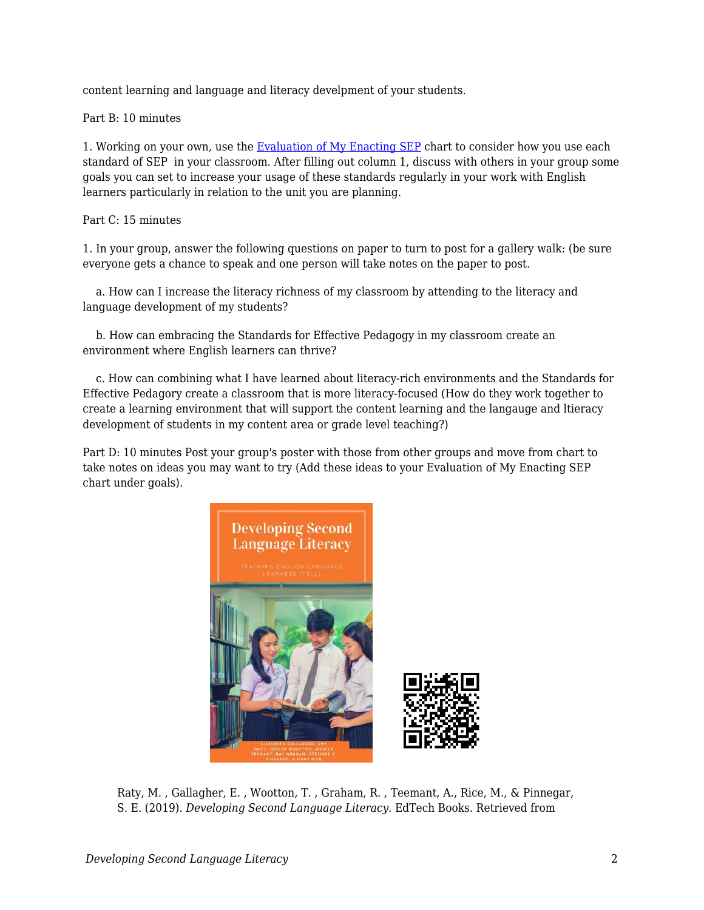content learning and language and literacy develpment of your students.

Part B: 10 minutes

1. Working on your own, use the [Evaluation of My Enacting SEP] chart to consider how you use each standard of SEP in your classroom. After filling out column 1, discuss with others in your group some goals you can set to increase your usage of these standards regularly in your work with English learners particularly in relation to the unit you are planning.

Part C: 15 minutes

1. In your group, answer the following questions on paper to turn to post for a gallery walk: (be sure everyone gets a chance to speak and one person will take notes on the paper to post.

   a. How can I increase the literacy richness of my classroom by attending to the literacy and language development of my students?

   b. How can embracing the Standards for Effective Pedagogy in my classroom create an environment where English learners can thrive?

   c. How can combining what I have learned about literacy-rich environments and the Standards for Effective Pedagory create a classroom that is more literacy-focused (How do they work together to create a learning environment that will support the content learning and the langauge and ltieracy development of students in my content area or grade level teaching?)

Part D: 10 minutes Post your group's poster with those from other groups and move from chart to take notes on ideas you may want to try (Add these ideas to your Evaluation of My Enacting SEP chart under goals).

Raty, M. , Gallagher, E. , Wootton, T. , Graham, R. , Teemant, A., Rice, M., & Pinnegar, S. E. (2019). *Developing Second Language Literacy*. EdTech Books. Retrieved from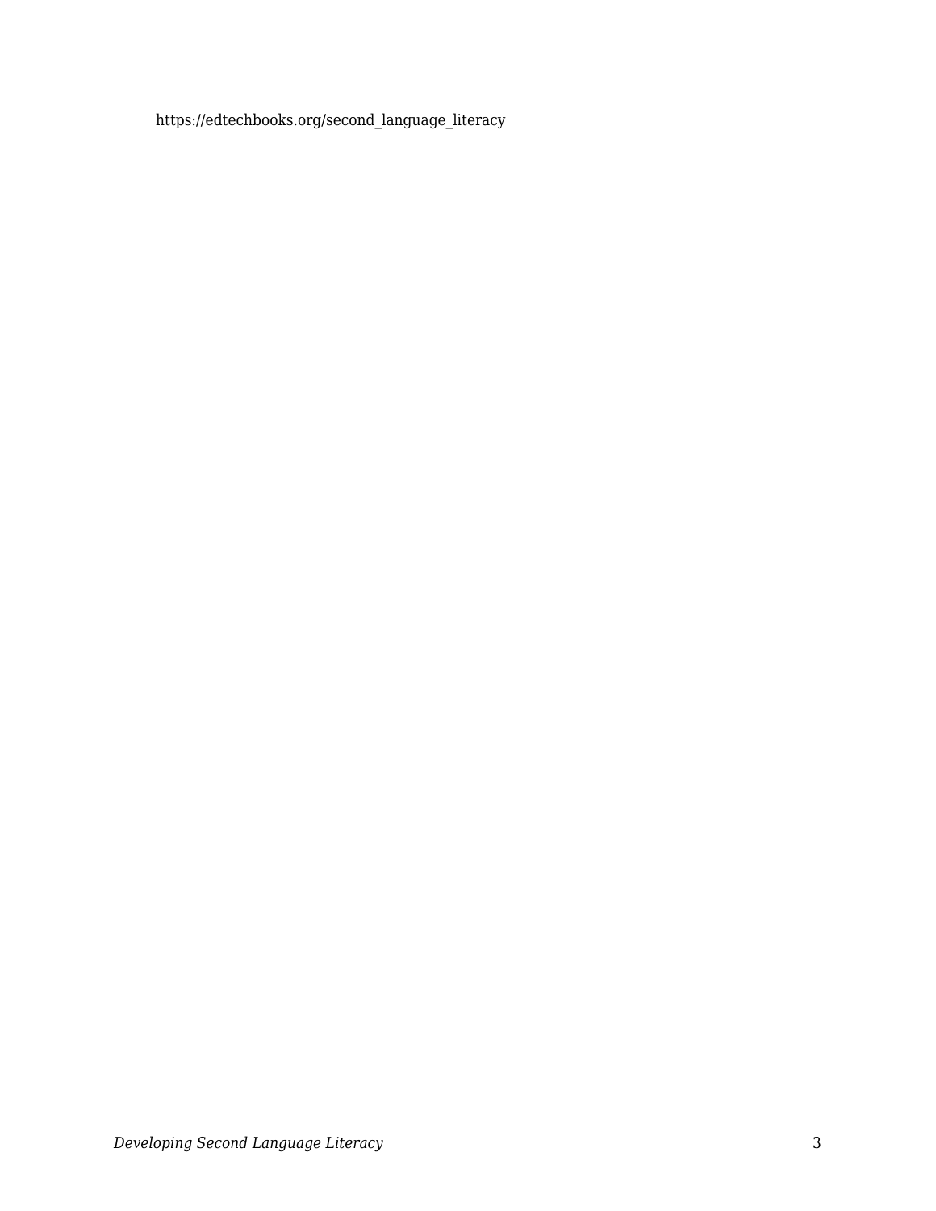https://edtechbooks.org/second_language_literacy